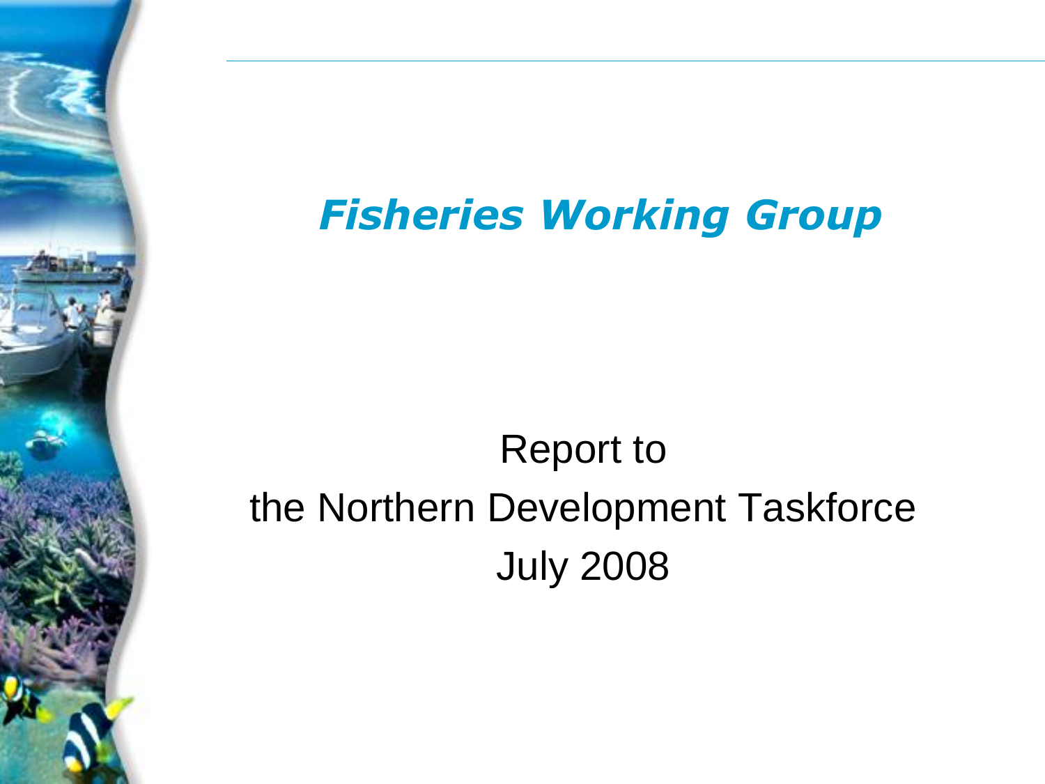# *Fisheries Working Group*

Report to
the Northern Development Taskforce
July 2008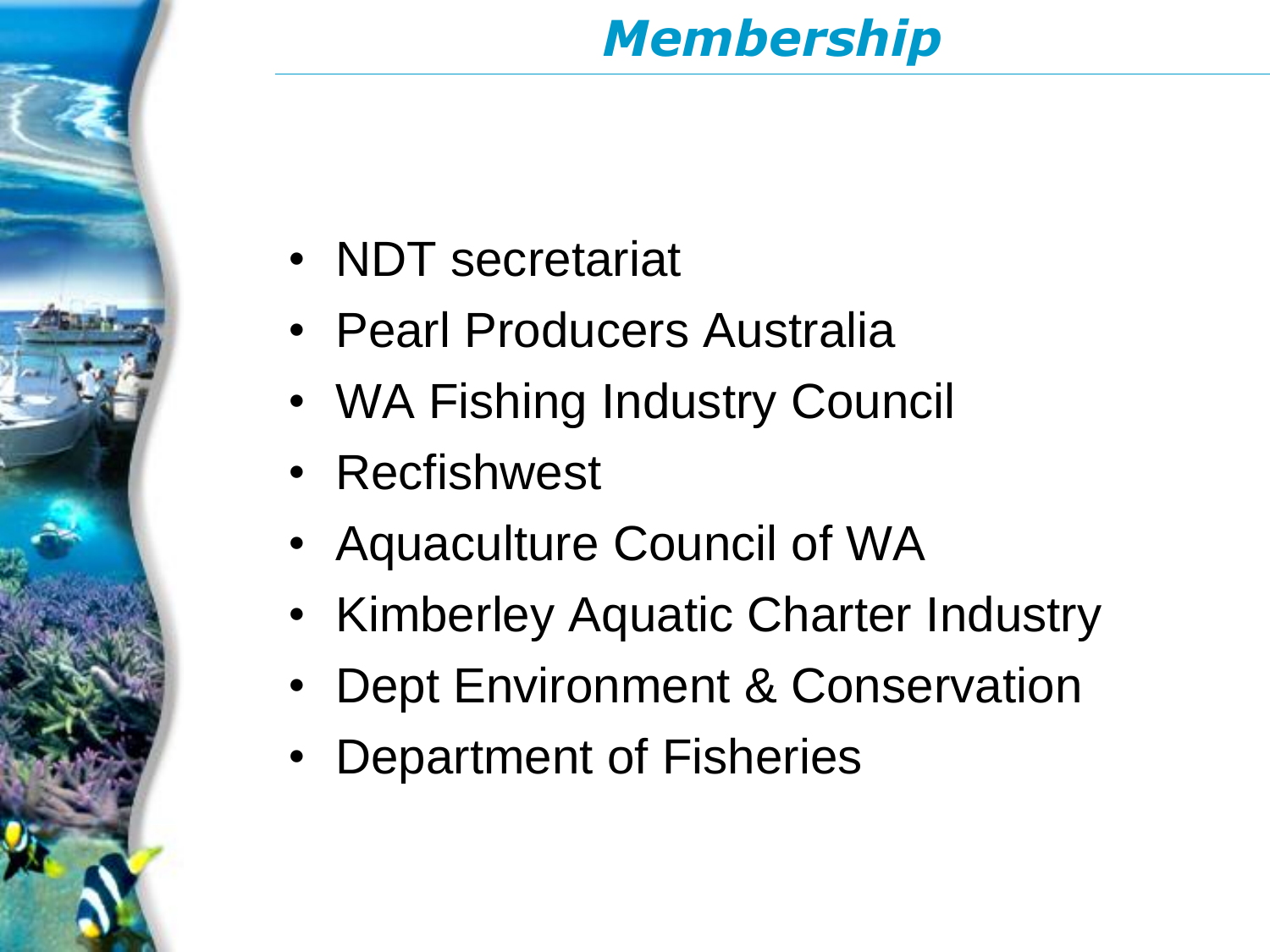# Membership

- NDT secretariat
- Pearl Producers Australia
- WA Fishing Industry Council
- Recfishwest
- Aquaculture Council of WA
- Kimberley Aquatic Charter Industry
- Dept Environment & Conservation
- Department of Fisheries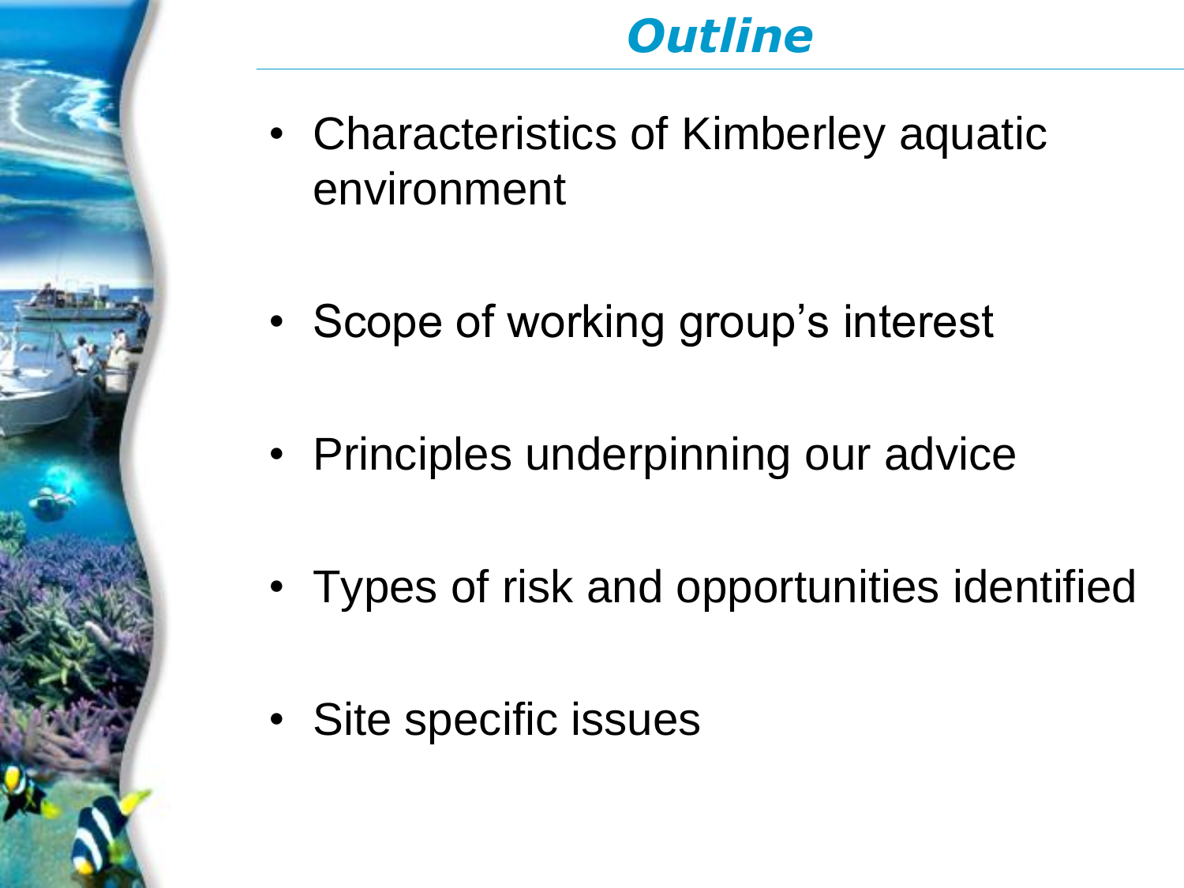# *Outline*

- Characteristics of Kimberley aquatic environment
- Scope of working group's interest
- Principles underpinning our advice
- Types of risk and opportunities identified
- Site specific issues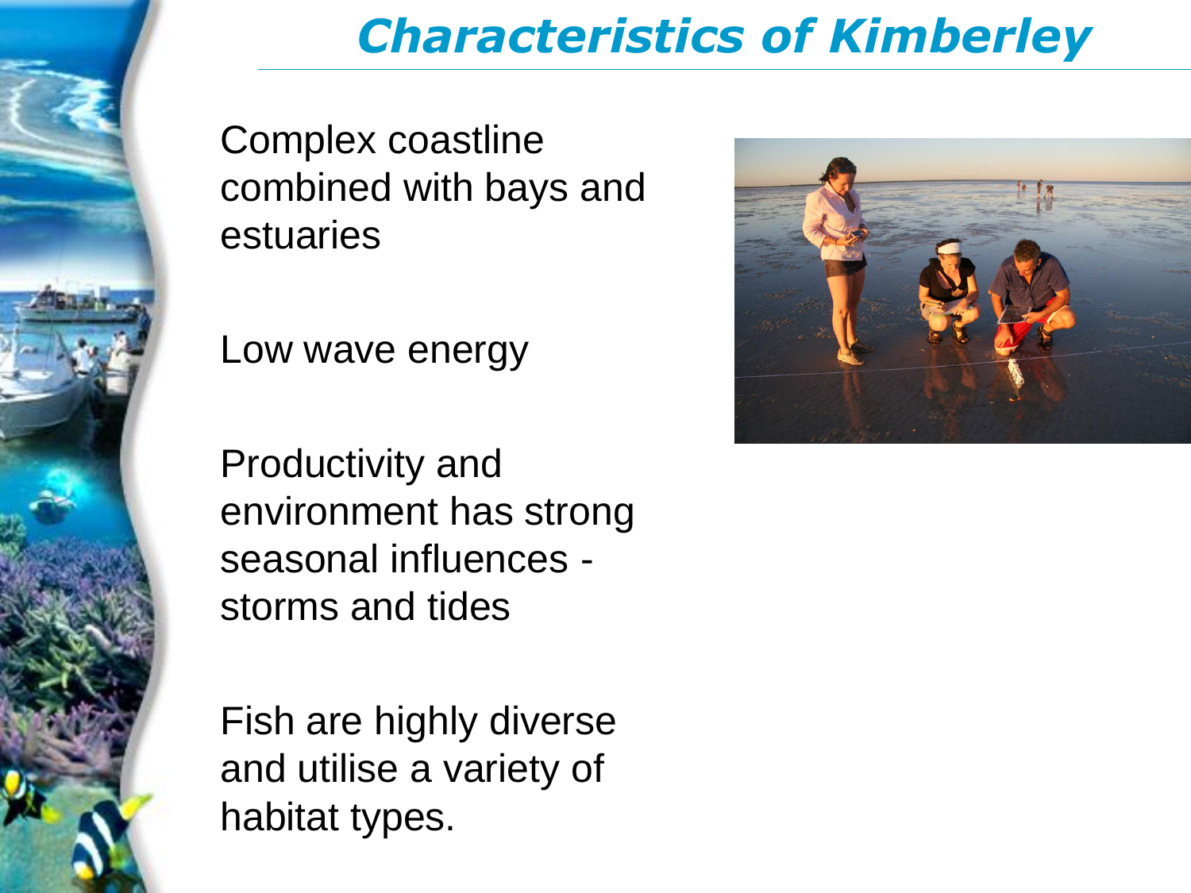# *Characteristics of Kimberley*

Complex coastline combined with bays and estuaries

Low wave energy

Productivity and environment has strong seasonal influences - storms and tides

Fish are highly diverse and utilise a variety of habitat types.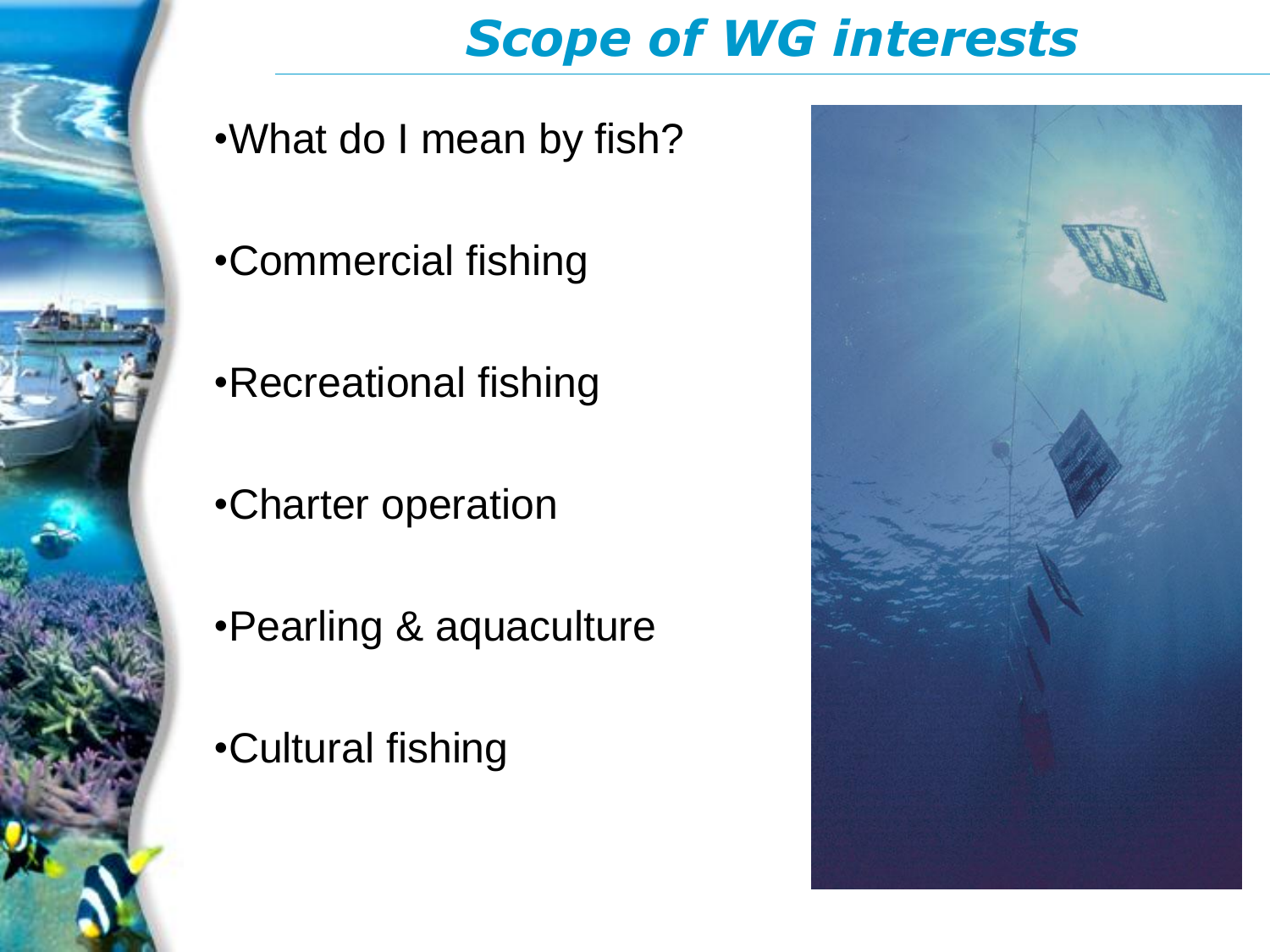# *Scope of WG interests*

- What do I mean by fish?
- Commercial fishing
- Recreational fishing
- Charter operation
- Pearling & aquaculture
- Cultural fishing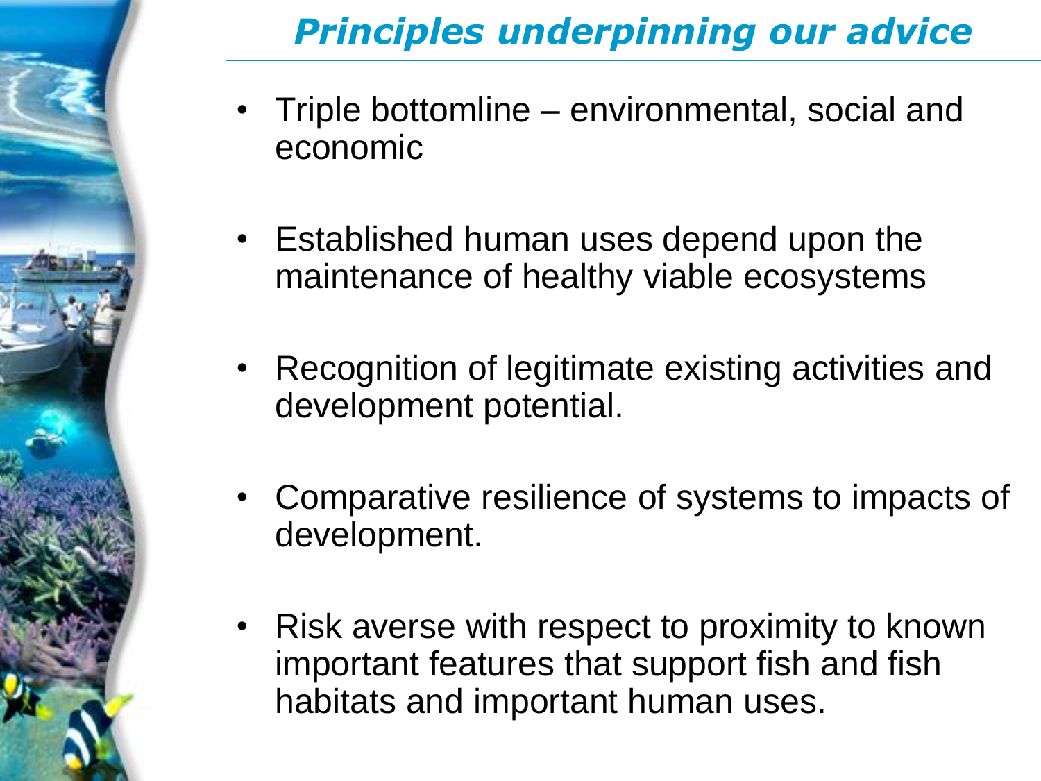# *Principles underpinning our advice*

- Triple bottomline – environmental, social and economic
- Established human uses depend upon the maintenance of healthy viable ecosystems
- Recognition of legitimate existing activities and development potential.
- Comparative resilience of systems to impacts of development.
- Risk averse with respect to proximity to known important features that support fish and fish habitats and important human uses.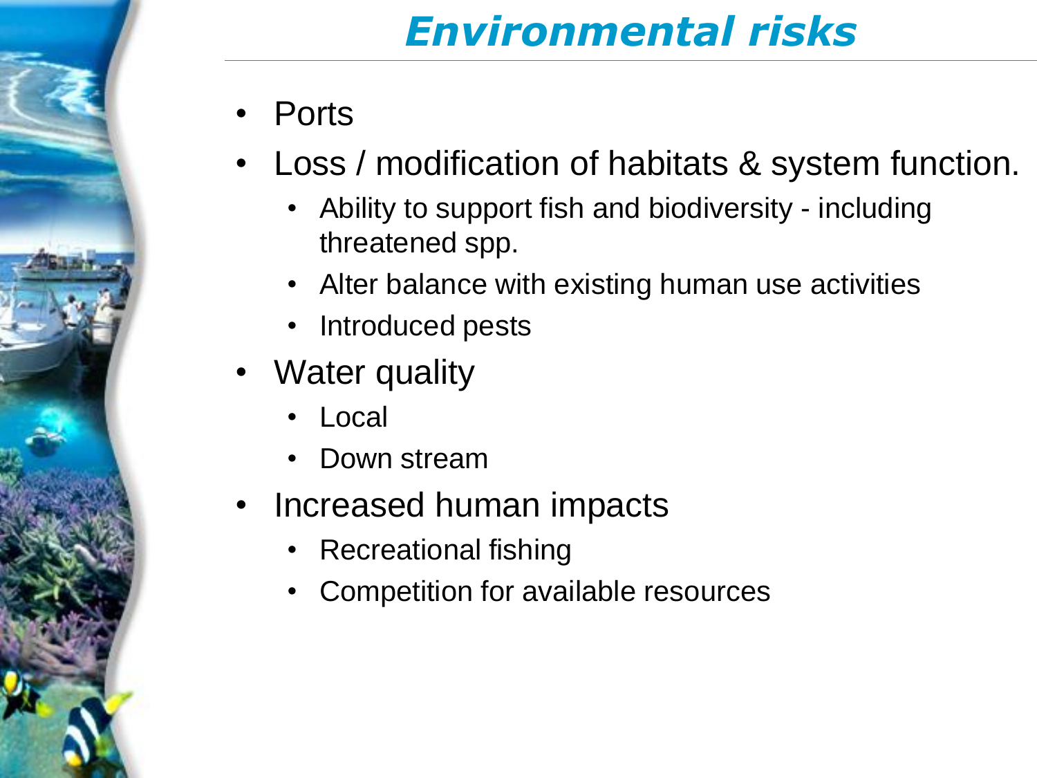# *Environmental risks*

- Ports
- Loss / modification of habitats & system function.
  - Ability to support fish and biodiversity - including threatened spp.
  - Alter balance with existing human use activities
  - Introduced pests
- Water quality
  - Local
  - Down stream
- Increased human impacts
  - Recreational fishing
  - Competition for available resources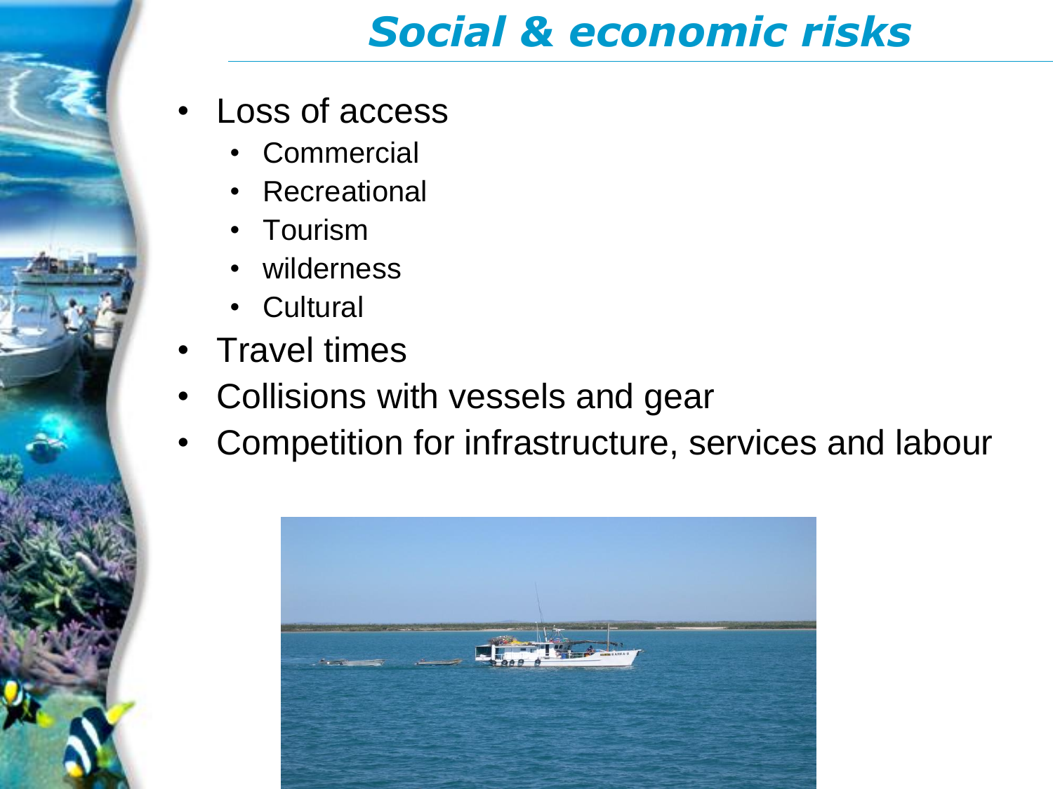# *Social & economic risks*

- Loss of access
  - Commercial
  - Recreational
  - Tourism
  - wilderness
  - Cultural
- Travel times
- Collisions with vessels and gear
- Competition for infrastructure, services and labour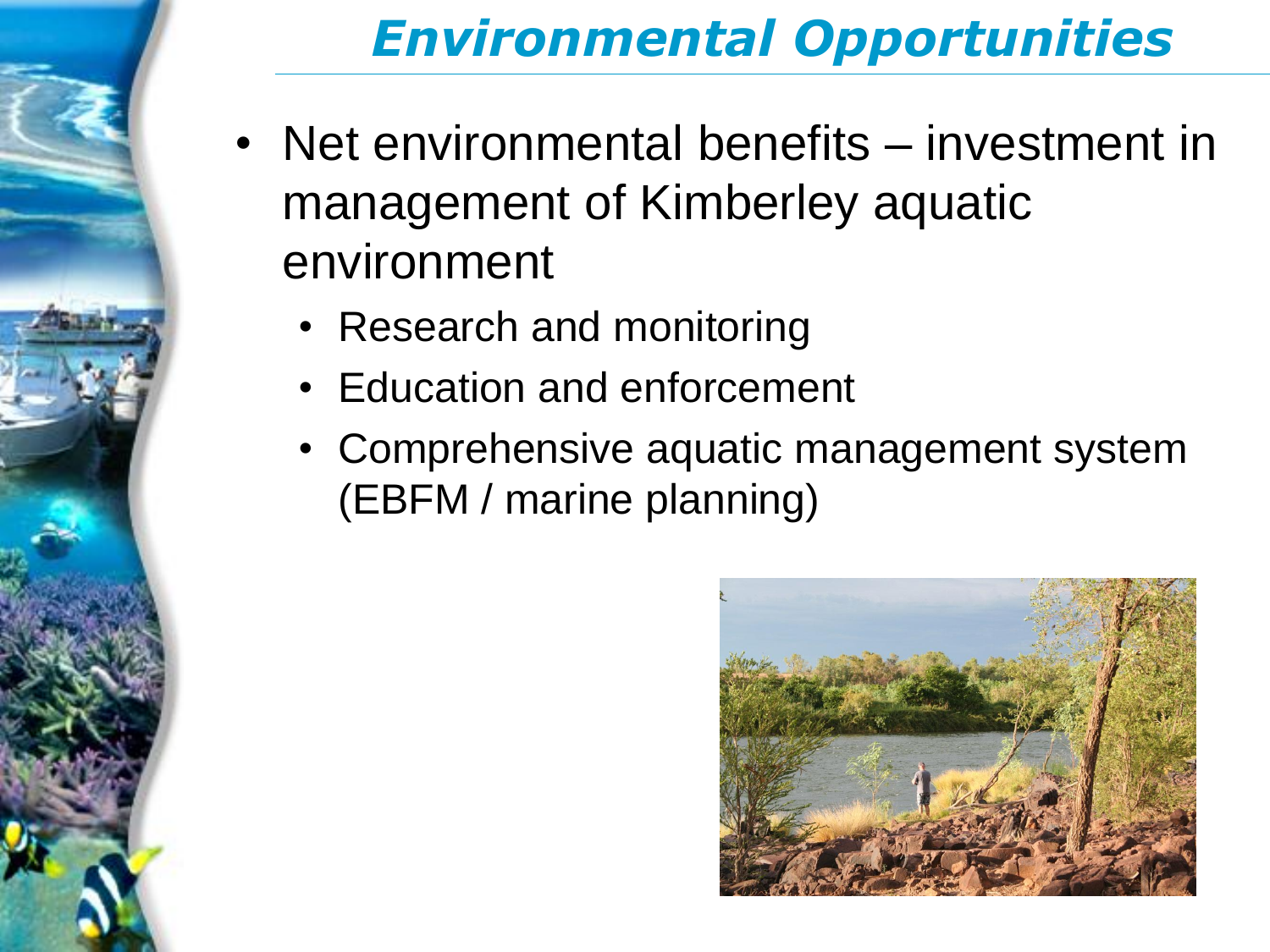# *Environmental Opportunities*

- Net environmental benefits – investment in management of Kimberley aquatic environment
  - Research and monitoring
  - Education and enforcement
  - Comprehensive aquatic management system (EBFM / marine planning)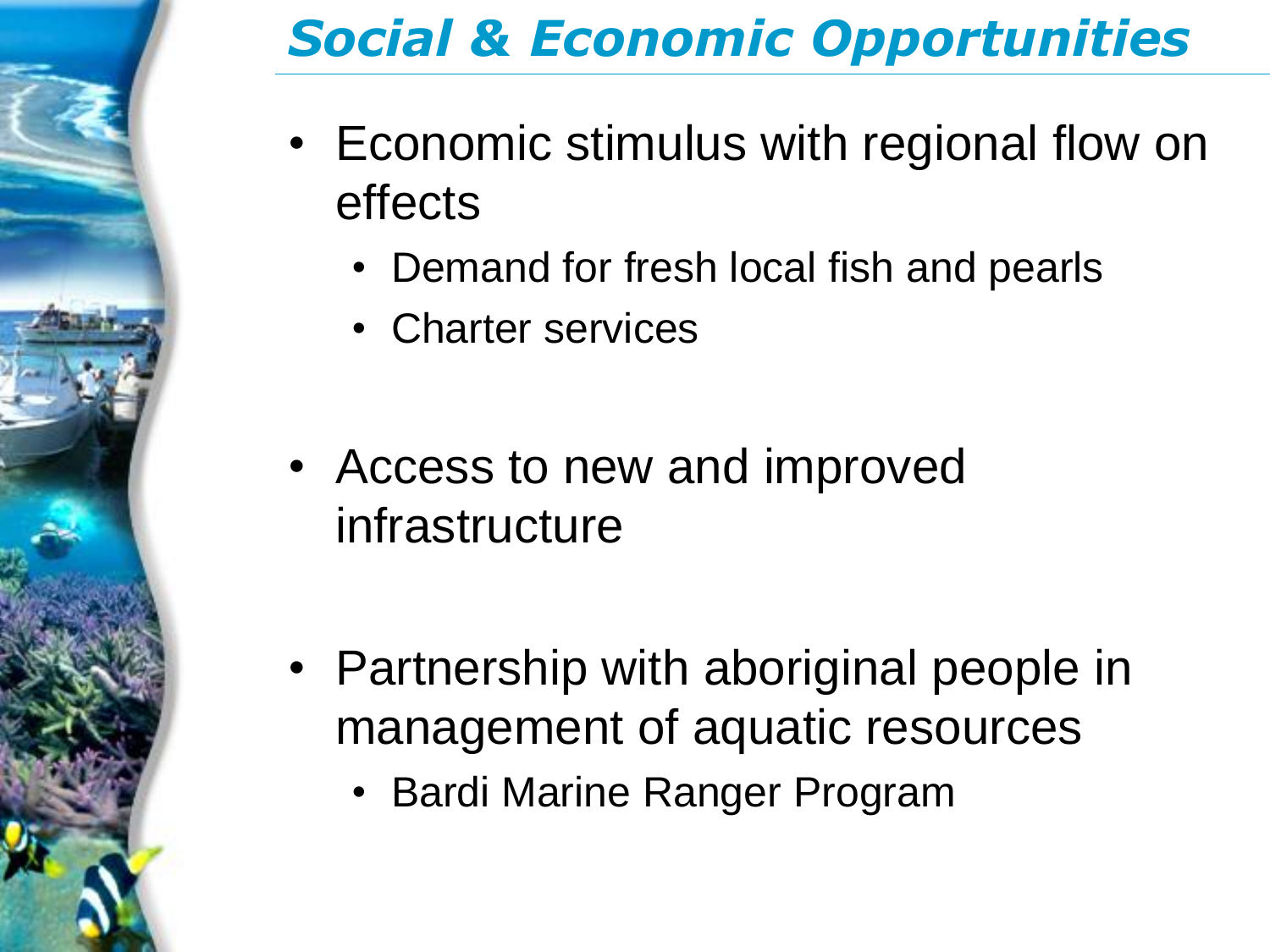# *Social & Economic Opportunities*

- Economic stimulus with regional flow on effects
  - Demand for fresh local fish and pearls
  - Charter services
- Access to new and improved infrastructure
- Partnership with aboriginal people in management of aquatic resources
  - Bardi Marine Ranger Program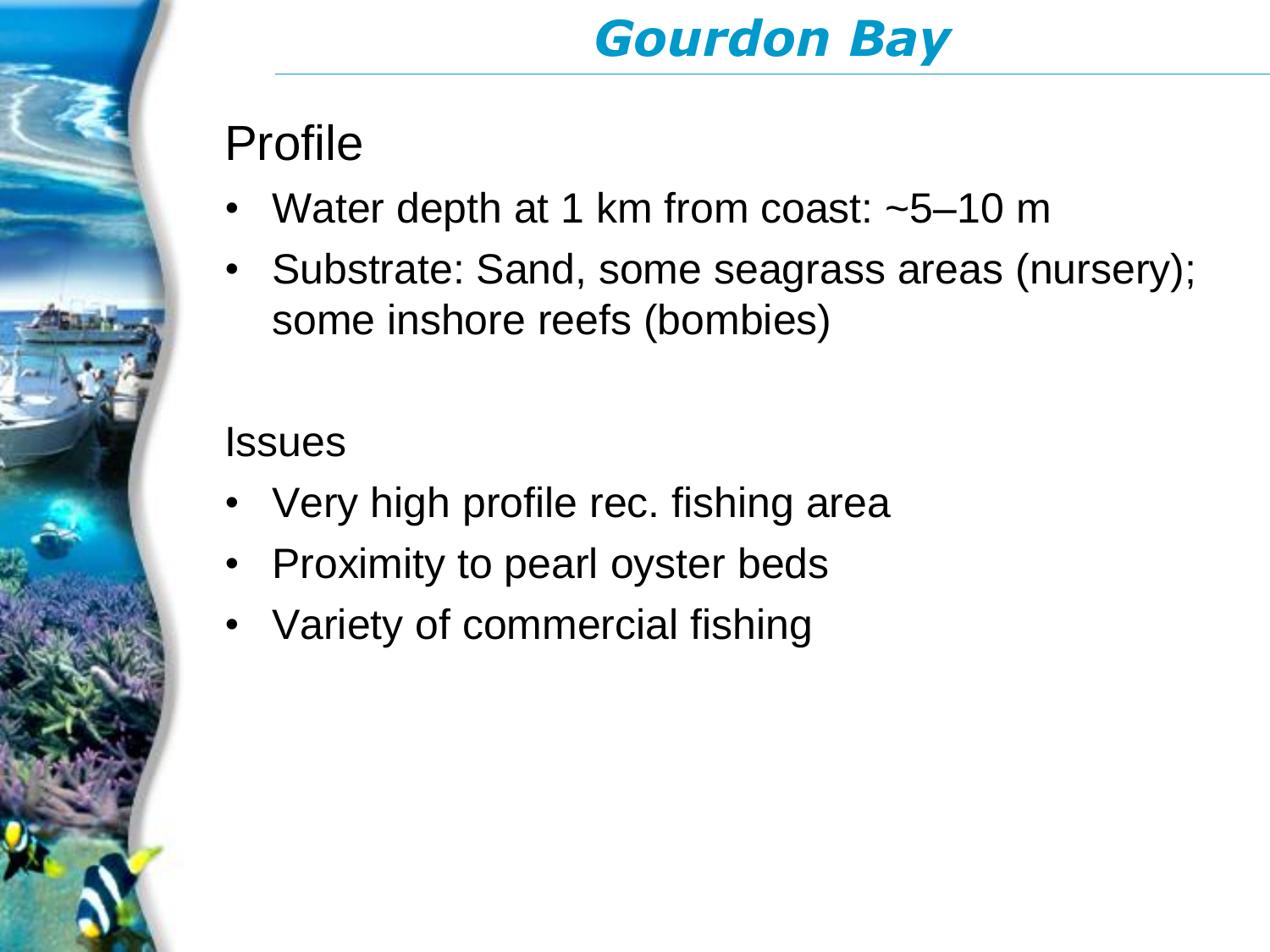# Gourdon Bay

## Profile

- Water depth at 1 km from coast: ~5–10 m
- Substrate: Sand, some seagrass areas (nursery); some inshore reefs (bombies)

## Issues

- Very high profile rec. fishing area
- Proximity to pearl oyster beds
- Variety of commercial fishing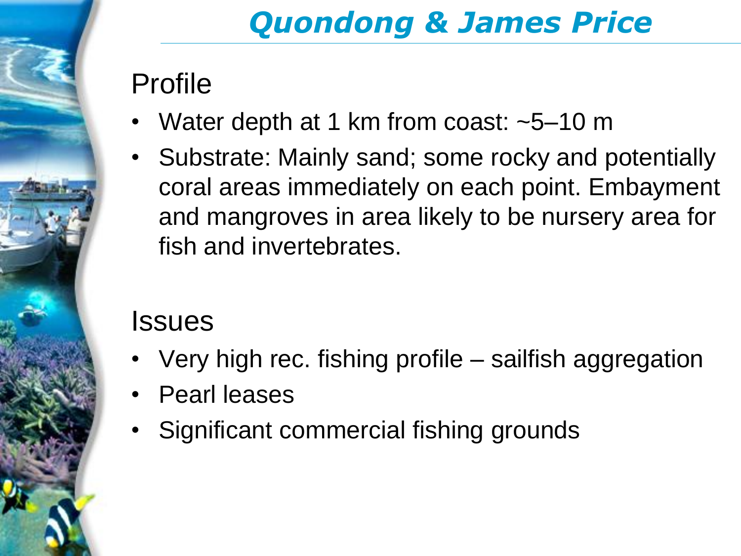# Quondong & James Price

## Profile

- Water depth at 1 km from coast: ~5–10 m
- Substrate: Mainly sand; some rocky and potentially coral areas immediately on each point. Embayment and mangroves in area likely to be nursery area for fish and invertebrates.

## Issues

- Very high rec. fishing profile – sailfish aggregation
- Pearl leases
- Significant commercial fishing grounds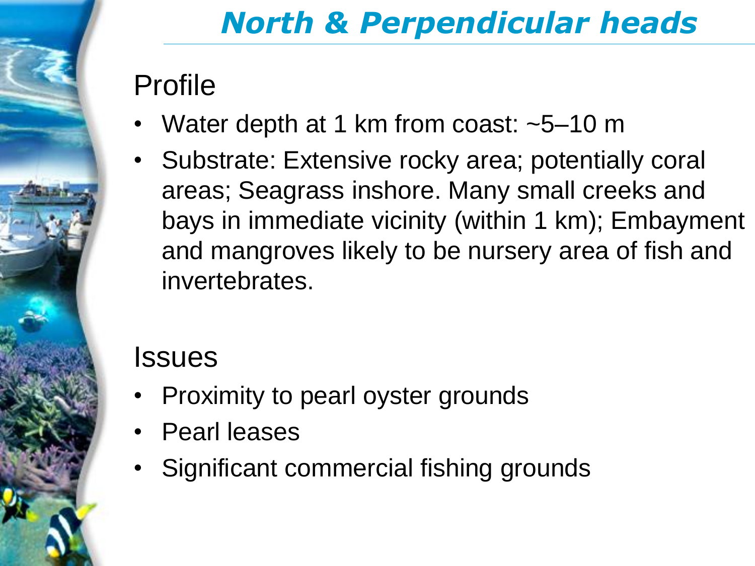# North & Perpendicular heads

## Profile

- Water depth at 1 km from coast: ~5–10 m
- Substrate: Extensive rocky area; potentially coral areas; Seagrass inshore. Many small creeks and bays in immediate vicinity (within 1 km); Embayment and mangroves likely to be nursery area of fish and invertebrates.

## Issues

- Proximity to pearl oyster grounds
- Pearl leases
- Significant commercial fishing grounds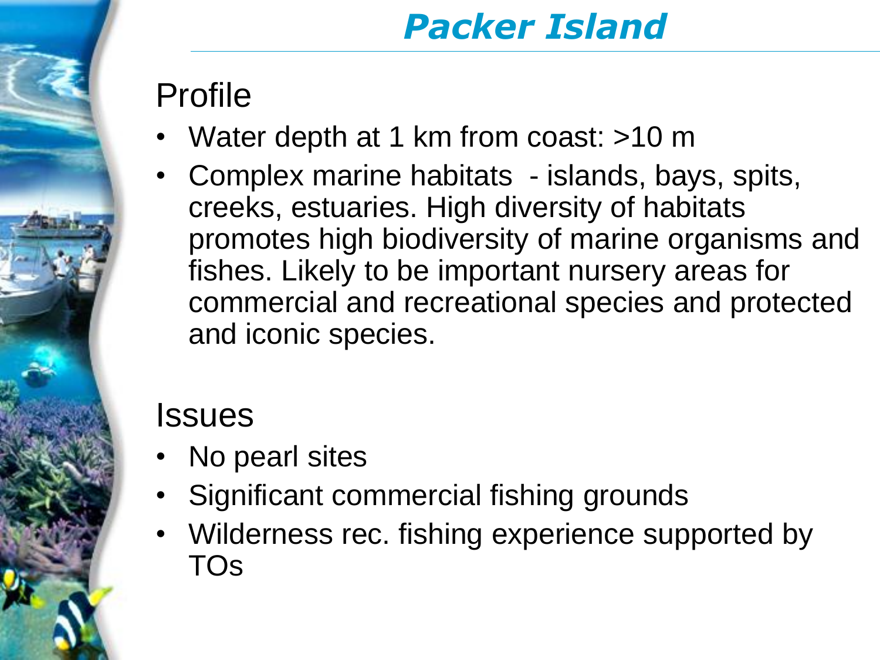# Packer Island

## Profile

- Water depth at 1 km from coast: >10 m
- Complex marine habitats - islands, bays, spits, creeks, estuaries. High diversity of habitats promotes high biodiversity of marine organisms and fishes. Likely to be important nursery areas for commercial and recreational species and protected and iconic species.

## Issues

- No pearl sites
- Significant commercial fishing grounds
- Wilderness rec. fishing experience supported by TOs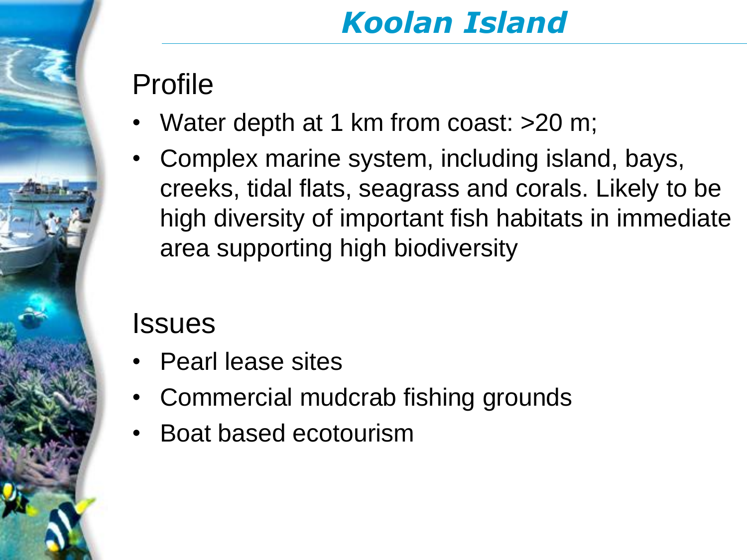# *Koolan Island*

## Profile

- Water depth at 1 km from coast: >20 m;
- Complex marine system, including island, bays, creeks, tidal flats, seagrass and corals. Likely to be high diversity of important fish habitats in immediate area supporting high biodiversity

## Issues

- Pearl lease sites
- Commercial mudcrab fishing grounds
- Boat based ecotourism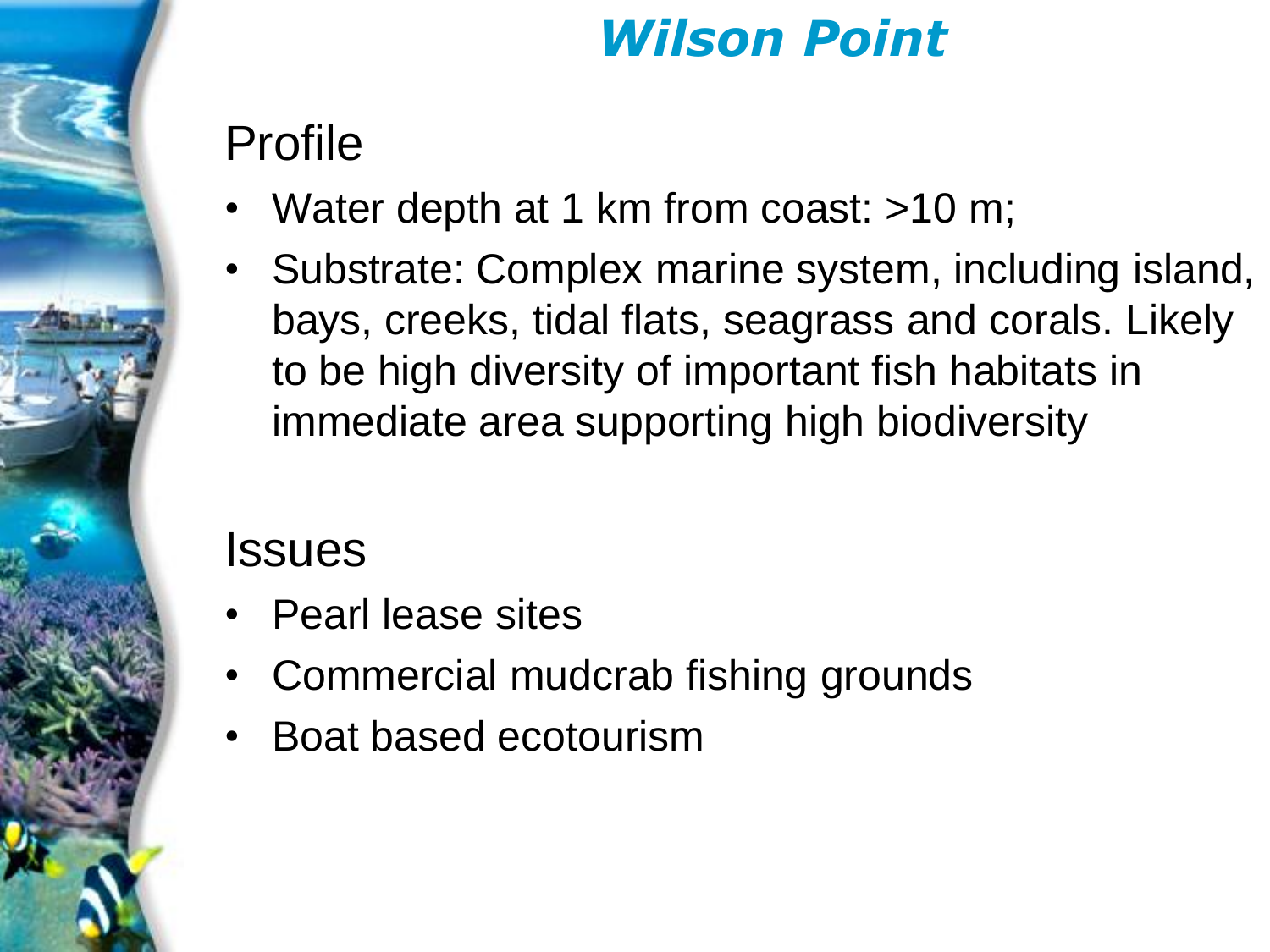# Wilson Point

## Profile

- Water depth at 1 km from coast: >10 m;
- Substrate: Complex marine system, including island, bays, creeks, tidal flats, seagrass and corals. Likely to be high diversity of important fish habitats in immediate area supporting high biodiversity

## Issues

- Pearl lease sites
- Commercial mudcrab fishing grounds
- Boat based ecotourism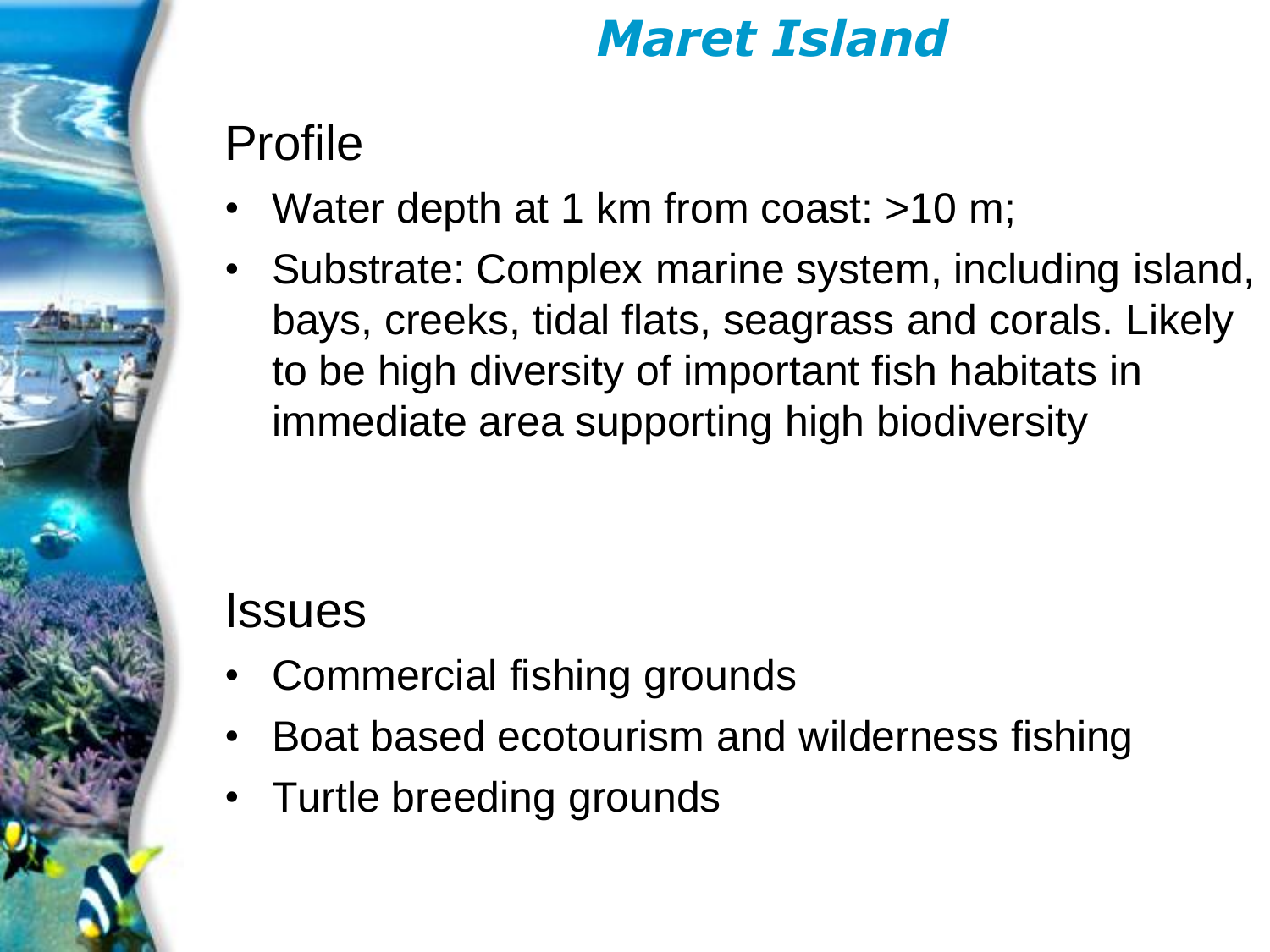# Maret Island

## Profile

- Water depth at 1 km from coast: >10 m;
- Substrate: Complex marine system, including island, bays, creeks, tidal flats, seagrass and corals. Likely to be high diversity of important fish habitats in immediate area supporting high biodiversity

## Issues

- Commercial fishing grounds
- Boat based ecotourism and wilderness fishing
- Turtle breeding grounds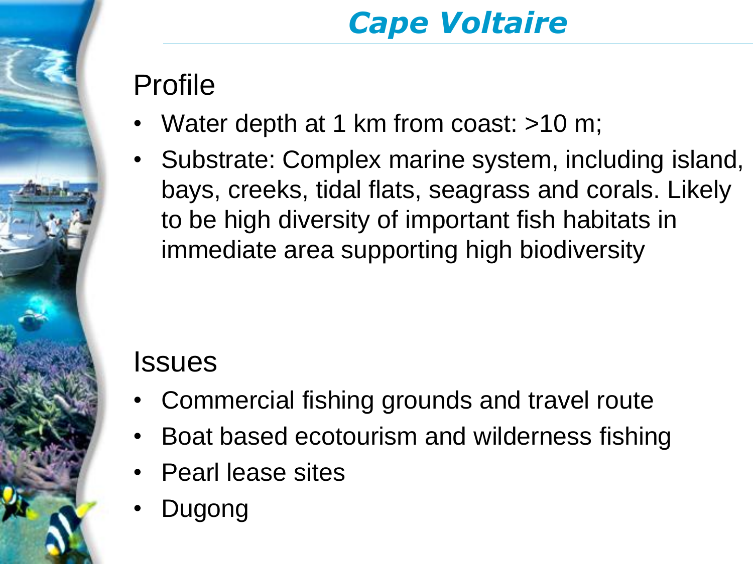# *Cape Voltaire*

## Profile

- Water depth at 1 km from coast: >10 m;
- Substrate: Complex marine system, including island, bays, creeks, tidal flats, seagrass and corals. Likely to be high diversity of important fish habitats in immediate area supporting high biodiversity

## Issues

- Commercial fishing grounds and travel route
- Boat based ecotourism and wilderness fishing
- Pearl lease sites
- Dugong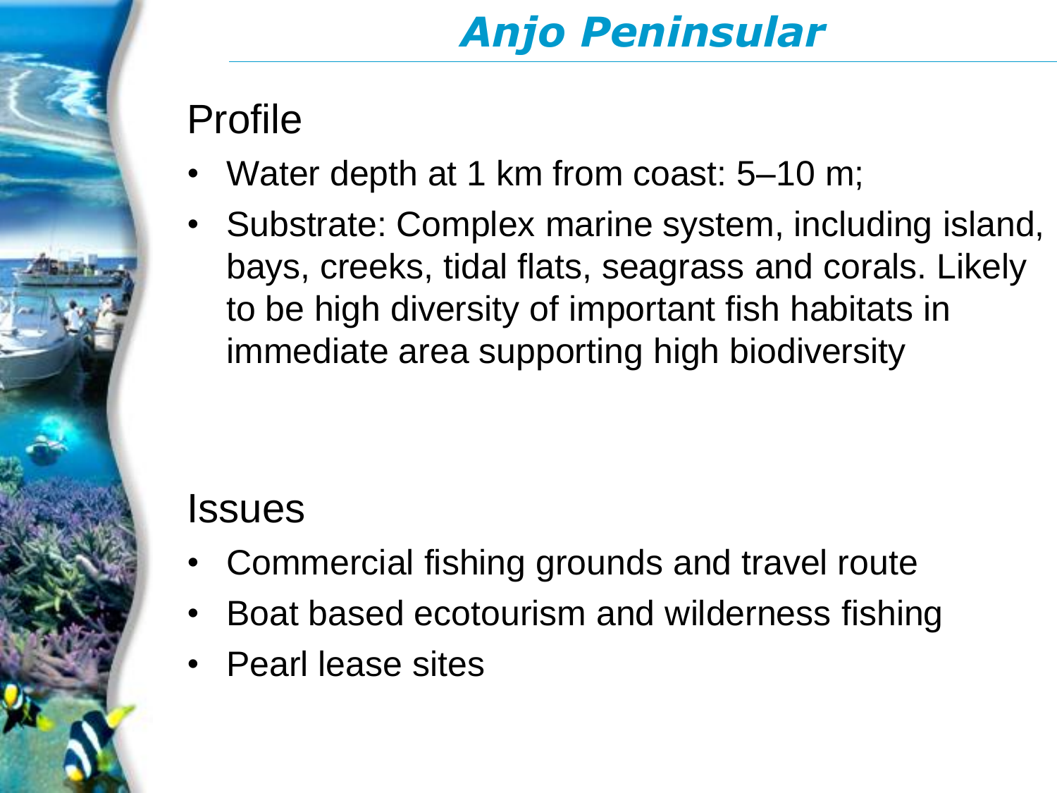# Anjo Peninsular

## Profile

- Water depth at 1 km from coast: 5–10 m;
- Substrate: Complex marine system, including island, bays, creeks, tidal flats, seagrass and corals. Likely to be high diversity of important fish habitats in immediate area supporting high biodiversity

## Issues

- Commercial fishing grounds and travel route
- Boat based ecotourism and wilderness fishing
- Pearl lease sites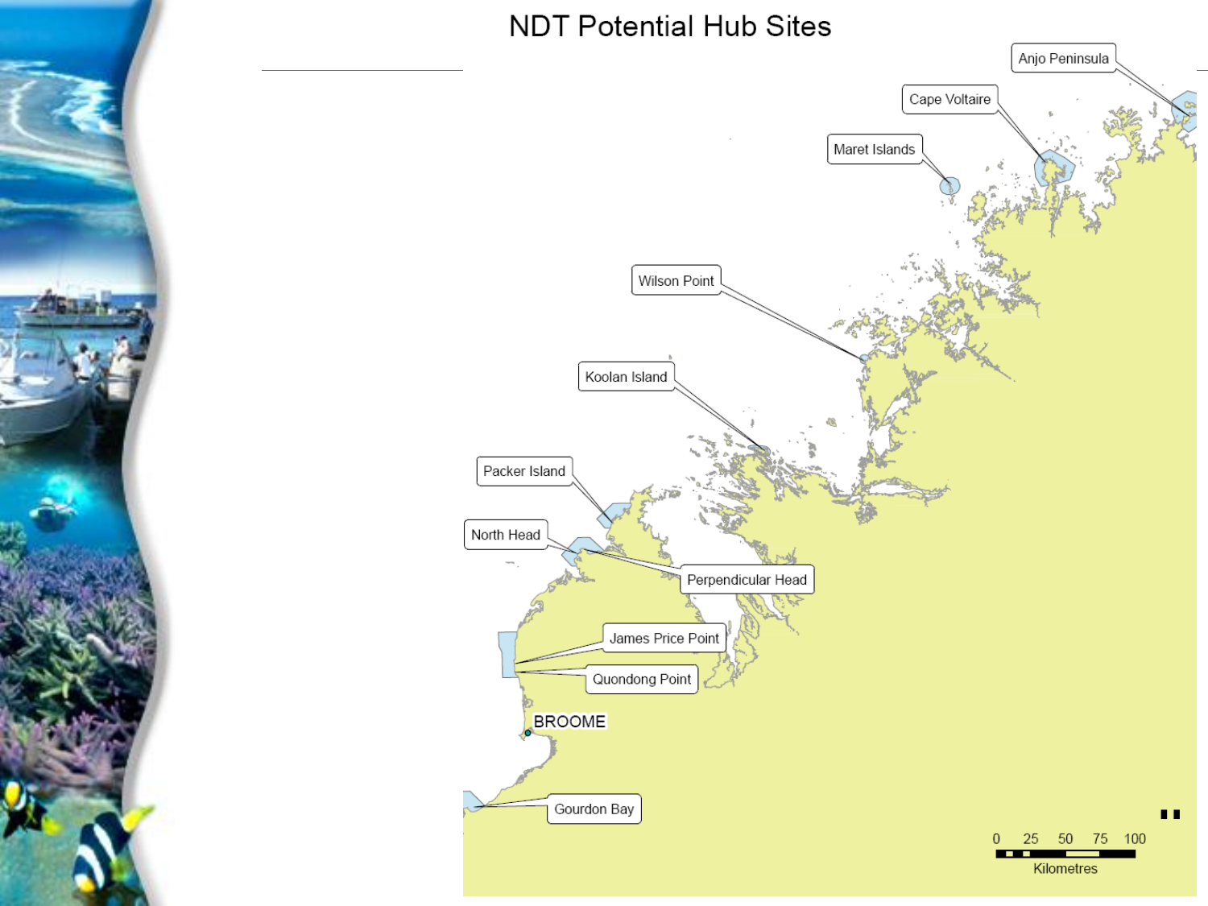# NDT Potential Hub Sites

Anjo Peninsula

Cape Voltaire

Maret Islands

Wilson Point

Koolan Island

Packer Island

North Head

Perpendicular Head

James Price Point

Quondong Point

BROOME

Gourdon Bay

0 25 50 75 100

Kilometres